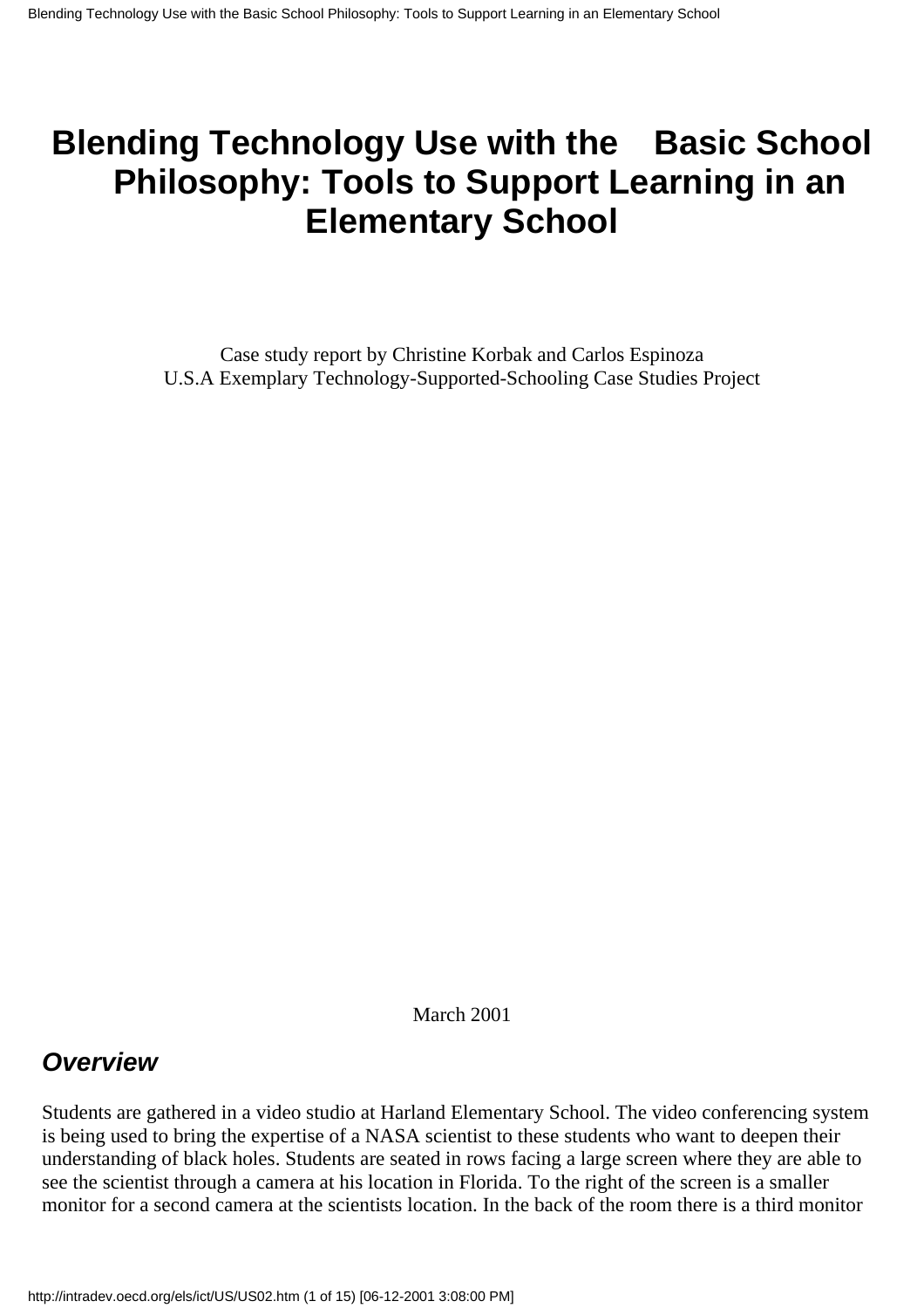# Blending Technology Use with the Basic School Philosophy: Tools to Support Learning in an Elementary School

Case study report by Christine Korbak and Carlos Espinoza
U.S.A Exemplary Technology-Supported-Schooling Case Studies Project

March 2001

## *Overview*

Students are gathered in a video studio at Harland Elementary School. The video conferencing system is being used to bring the expertise of a NASA scientist to these students who want to deepen their understanding of black holes. Students are seated in rows facing a large screen where they are able to see the scientist through a camera at his location in Florida. To the right of the screen is a smaller monitor for a second camera at the scientists location. In the back of the room there is a third monitor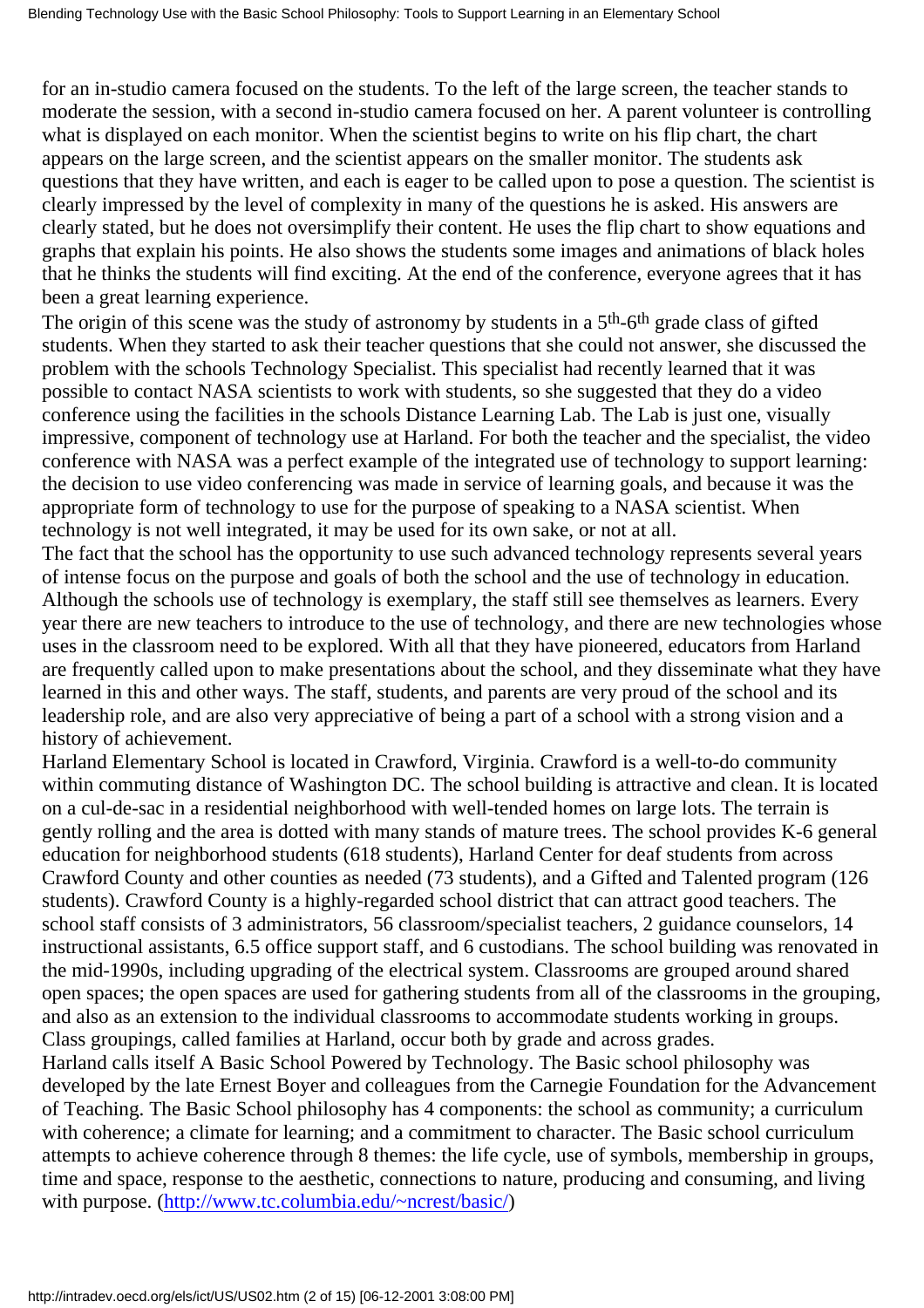for an in-studio camera focused on the students. To the left of the large screen, the teacher stands to moderate the session, with a second in-studio camera focused on her. A parent volunteer is controlling what is displayed on each monitor. When the scientist begins to write on his flip chart, the chart appears on the large screen, and the scientist appears on the smaller monitor. The students ask questions that they have written, and each is eager to be called upon to pose a question. The scientist is clearly impressed by the level of complexity in many of the questions he is asked. His answers are clearly stated, but he does not oversimplify their content. He uses the flip chart to show equations and graphs that explain his points. He also shows the students some images and animations of black holes that he thinks the students will find exciting. At the end of the conference, everyone agrees that it has been a great learning experience.

The origin of this scene was the study of astronomy by students in a 5th-6th grade class of gifted students. When they started to ask their teacher questions that she could not answer, she discussed the problem with the schools Technology Specialist. This specialist had recently learned that it was possible to contact NASA scientists to work with students, so she suggested that they do a video conference using the facilities in the schools Distance Learning Lab. The Lab is just one, visually impressive, component of technology use at Harland. For both the teacher and the specialist, the video conference with NASA was a perfect example of the integrated use of technology to support learning: the decision to use video conferencing was made in service of learning goals, and because it was the appropriate form of technology to use for the purpose of speaking to a NASA scientist. When technology is not well integrated, it may be used for its own sake, or not at all.

The fact that the school has the opportunity to use such advanced technology represents several years of intense focus on the purpose and goals of both the school and the use of technology in education. Although the schools use of technology is exemplary, the staff still see themselves as learners. Every year there are new teachers to introduce to the use of technology, and there are new technologies whose uses in the classroom need to be explored. With all that they have pioneered, educators from Harland are frequently called upon to make presentations about the school, and they disseminate what they have learned in this and other ways. The staff, students, and parents are very proud of the school and its leadership role, and are also very appreciative of being a part of a school with a strong vision and a history of achievement.

Harland Elementary School is located in Crawford, Virginia. Crawford is a well-to-do community within commuting distance of Washington DC. The school building is attractive and clean. It is located on a cul-de-sac in a residential neighborhood with well-tended homes on large lots. The terrain is gently rolling and the area is dotted with many stands of mature trees. The school provides K-6 general education for neighborhood students (618 students), Harland Center for deaf students from across Crawford County and other counties as needed (73 students), and a Gifted and Talented program (126 students). Crawford County is a highly-regarded school district that can attract good teachers. The school staff consists of 3 administrators, 56 classroom/specialist teachers, 2 guidance counselors, 14 instructional assistants, 6.5 office support staff, and 6 custodians. The school building was renovated in the mid-1990s, including upgrading of the electrical system. Classrooms are grouped around shared open spaces; the open spaces are used for gathering students from all of the classrooms in the grouping, and also as an extension to the individual classrooms to accommodate students working in groups. Class groupings, called families at Harland, occur both by grade and across grades.

Harland calls itself A Basic School Powered by Technology. The Basic school philosophy was developed by the late Ernest Boyer and colleagues from the Carnegie Foundation for the Advancement of Teaching. The Basic School philosophy has 4 components: the school as community; a curriculum with coherence; a climate for learning; and a commitment to character. The Basic school curriculum attempts to achieve coherence through 8 themes: the life cycle, use of symbols, membership in groups, time and space, response to the aesthetic, connections to nature, producing and consuming, and living with purpose. (http://www.tc.columbia.edu/~ncrest/basic/)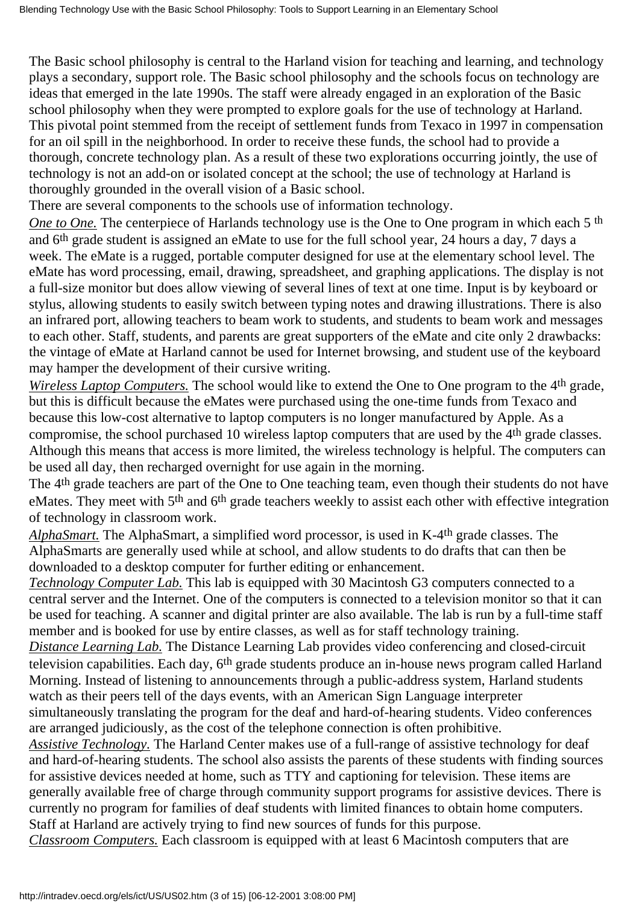The Basic school philosophy is central to the Harland vision for teaching and learning, and technology plays a secondary, support role. The Basic school philosophy and the schools focus on technology are ideas that emerged in the late 1990s. The staff were already engaged in an exploration of the Basic school philosophy when they were prompted to explore goals for the use of technology at Harland. This pivotal point stemmed from the receipt of settlement funds from Texaco in 1997 in compensation for an oil spill in the neighborhood. In order to receive these funds, the school had to provide a thorough, concrete technology plan. As a result of these two explorations occurring jointly, the use of technology is not an add-on or isolated concept at the school; the use of technology at Harland is thoroughly grounded in the overall vision of a Basic school.

There are several components to the schools use of information technology.

*One to One.* The centerpiece of Harlands technology use is the One to One program in which each 5th and 6th grade student is assigned an eMate to use for the full school year, 24 hours a day, 7 days a week. The eMate is a rugged, portable computer designed for use at the elementary school level. The eMate has word processing, email, drawing, spreadsheet, and graphing applications. The display is not a full-size monitor but does allow viewing of several lines of text at one time. Input is by keyboard or stylus, allowing students to easily switch between typing notes and drawing illustrations. There is also an infrared port, allowing teachers to beam work to students, and students to beam work and messages to each other. Staff, students, and parents are great supporters of the eMate and cite only 2 drawbacks: the vintage of eMate at Harland cannot be used for Internet browsing, and student use of the keyboard may hamper the development of their cursive writing.

*Wireless Laptop Computers.* The school would like to extend the One to One program to the 4th grade, but this is difficult because the eMates were purchased using the one-time funds from Texaco and because this low-cost alternative to laptop computers is no longer manufactured by Apple. As a compromise, the school purchased 10 wireless laptop computers that are used by the 4th grade classes. Although this means that access is more limited, the wireless technology is helpful. The computers can be used all day, then recharged overnight for use again in the morning.

The 4th grade teachers are part of the One to One teaching team, even though their students do not have eMates. They meet with 5th and 6th grade teachers weekly to assist each other with effective integration of technology in classroom work.

*AlphaSmart.* The AlphaSmart, a simplified word processor, is used in K-4th grade classes. The AlphaSmarts are generally used while at school, and allow students to do drafts that can then be downloaded to a desktop computer for further editing or enhancement.

*Technology Computer Lab.* This lab is equipped with 30 Macintosh G3 computers connected to a central server and the Internet. One of the computers is connected to a television monitor so that it can be used for teaching. A scanner and digital printer are also available. The lab is run by a full-time staff member and is booked for use by entire classes, as well as for staff technology training.

*Distance Learning Lab.* The Distance Learning Lab provides video conferencing and closed-circuit television capabilities. Each day, 6th grade students produce an in-house news program called Harland Morning. Instead of listening to announcements through a public-address system, Harland students watch as their peers tell of the days events, with an American Sign Language interpreter simultaneously translating the program for the deaf and hard-of-hearing students. Video conferences are arranged judiciously, as the cost of the telephone connection is often prohibitive.

*Assistive Technology.* The Harland Center makes use of a full-range of assistive technology for deaf and hard-of-hearing students. The school also assists the parents of these students with finding sources for assistive devices needed at home, such as TTY and captioning for television. These items are generally available free of charge through community support programs for assistive devices. There is currently no program for families of deaf students with limited finances to obtain home computers. Staff at Harland are actively trying to find new sources of funds for this purpose.

*Classroom Computers.* Each classroom is equipped with at least 6 Macintosh computers that are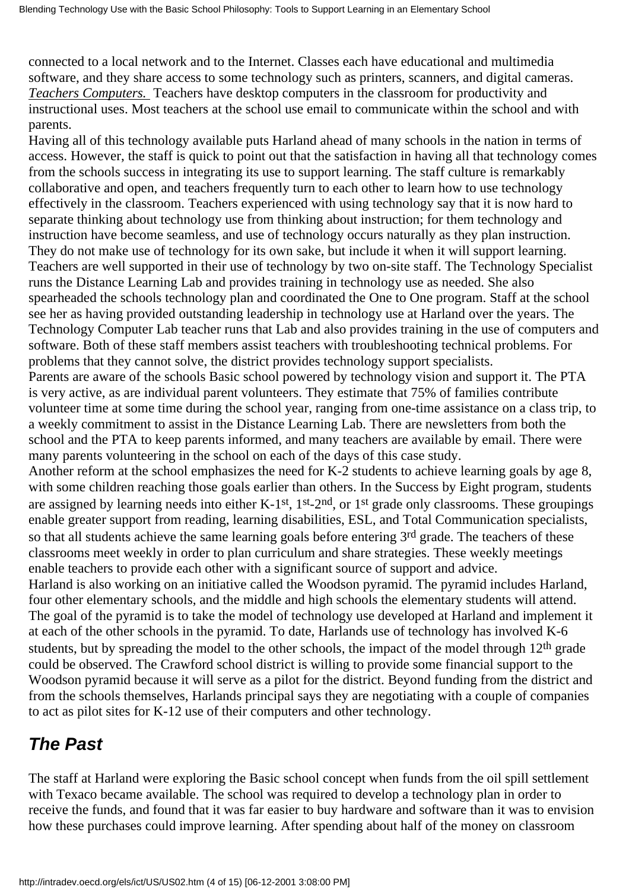connected to a local network and to the Internet. Classes each have educational and multimedia software, and they share access to some technology such as printers, scanners, and digital cameras.

*Teachers Computers.* Teachers have desktop computers in the classroom for productivity and instructional uses. Most teachers at the school use email to communicate within the school and with parents.

Having all of this technology available puts Harland ahead of many schools in the nation in terms of access. However, the staff is quick to point out that the satisfaction in having all that technology comes from the schools success in integrating its use to support learning. The staff culture is remarkably collaborative and open, and teachers frequently turn to each other to learn how to use technology effectively in the classroom. Teachers experienced with using technology say that it is now hard to separate thinking about technology use from thinking about instruction; for them technology and instruction have become seamless, and use of technology occurs naturally as they plan instruction. They do not make use of technology for its own sake, but include it when it will support learning.

Teachers are well supported in their use of technology by two on-site staff. The Technology Specialist runs the Distance Learning Lab and provides training in technology use as needed. She also spearheaded the schools technology plan and coordinated the One to One program. Staff at the school see her as having provided outstanding leadership in technology use at Harland over the years. The Technology Computer Lab teacher runs that Lab and also provides training in the use of computers and software. Both of these staff members assist teachers with troubleshooting technical problems. For problems that they cannot solve, the district provides technology support specialists.

Parents are aware of the schools Basic school powered by technology vision and support it. The PTA is very active, as are individual parent volunteers. They estimate that 75% of families contribute volunteer time at some time during the school year, ranging from one-time assistance on a class trip, to a weekly commitment to assist in the Distance Learning Lab. There are newsletters from both the school and the PTA to keep parents informed, and many teachers are available by email. There were many parents volunteering in the school on each of the days of this case study.

Another reform at the school emphasizes the need for K-2 students to achieve learning goals by age 8, with some children reaching those goals earlier than others. In the Success by Eight program, students are assigned by learning needs into either K-1st, 1st-2nd, or 1st grade only classrooms. These groupings enable greater support from reading, learning disabilities, ESL, and Total Communication specialists, so that all students achieve the same learning goals before entering 3rd grade. The teachers of these classrooms meet weekly in order to plan curriculum and share strategies. These weekly meetings enable teachers to provide each other with a significant source of support and advice.

Harland is also working on an initiative called the Woodson pyramid. The pyramid includes Harland, four other elementary schools, and the middle and high schools the elementary students will attend. The goal of the pyramid is to take the model of technology use developed at Harland and implement it at each of the other schools in the pyramid. To date, Harlands use of technology has involved K-6 students, but by spreading the model to the other schools, the impact of the model through 12th grade could be observed. The Crawford school district is willing to provide some financial support to the Woodson pyramid because it will serve as a pilot for the district. Beyond funding from the district and from the schools themselves, Harlands principal says they are negotiating with a couple of companies to act as pilot sites for K-12 use of their computers and other technology.

## *The Past*

The staff at Harland were exploring the Basic school concept when funds from the oil spill settlement with Texaco became available. The school was required to develop a technology plan in order to receive the funds, and found that it was far easier to buy hardware and software than it was to envision how these purchases could improve learning. After spending about half of the money on classroom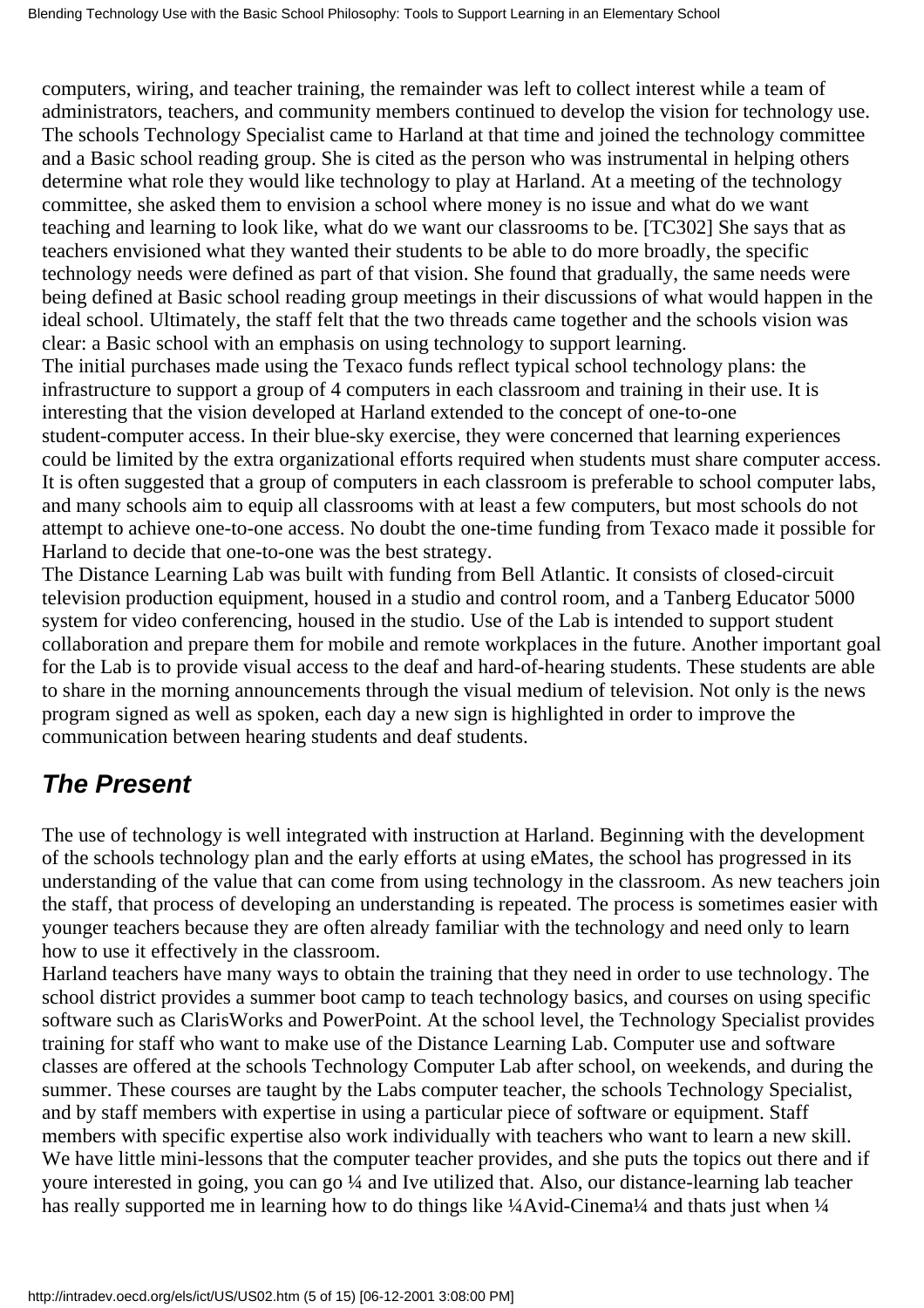computers, wiring, and teacher training, the remainder was left to collect interest while a team of administrators, teachers, and community members continued to develop the vision for technology use. The schools Technology Specialist came to Harland at that time and joined the technology committee and a Basic school reading group. She is cited as the person who was instrumental in helping others determine what role they would like technology to play at Harland. At a meeting of the technology committee, she asked them to envision a school where money is no issue and what do we want teaching and learning to look like, what do we want our classrooms to be. [TC302] She says that as teachers envisioned what they wanted their students to be able to do more broadly, the specific technology needs were defined as part of that vision. She found that gradually, the same needs were being defined at Basic school reading group meetings in their discussions of what would happen in the ideal school. Ultimately, the staff felt that the two threads came together and the schools vision was clear: a Basic school with an emphasis on using technology to support learning.

The initial purchases made using the Texaco funds reflect typical school technology plans: the infrastructure to support a group of 4 computers in each classroom and training in their use. It is interesting that the vision developed at Harland extended to the concept of one-to-one student-computer access. In their blue-sky exercise, they were concerned that learning experiences could be limited by the extra organizational efforts required when students must share computer access. It is often suggested that a group of computers in each classroom is preferable to school computer labs, and many schools aim to equip all classrooms with at least a few computers, but most schools do not attempt to achieve one-to-one access. No doubt the one-time funding from Texaco made it possible for Harland to decide that one-to-one was the best strategy.

The Distance Learning Lab was built with funding from Bell Atlantic. It consists of closed-circuit television production equipment, housed in a studio and control room, and a Tanberg Educator 5000 system for video conferencing, housed in the studio. Use of the Lab is intended to support student collaboration and prepare them for mobile and remote workplaces in the future. Another important goal for the Lab is to provide visual access to the deaf and hard-of-hearing students. These students are able to share in the morning announcements through the visual medium of television. Not only is the news program signed as well as spoken, each day a new sign is highlighted in order to improve the communication between hearing students and deaf students.

## *The Present*

The use of technology is well integrated with instruction at Harland. Beginning with the development of the schools technology plan and the early efforts at using eMates, the school has progressed in its understanding of the value that can come from using technology in the classroom. As new teachers join the staff, that process of developing an understanding is repeated. The process is sometimes easier with younger teachers because they are often already familiar with the technology and need only to learn how to use it effectively in the classroom.

Harland teachers have many ways to obtain the training that they need in order to use technology. The school district provides a summer boot camp to teach technology basics, and courses on using specific software such as ClarisWorks and PowerPoint. At the school level, the Technology Specialist provides training for staff who want to make use of the Distance Learning Lab. Computer use and software classes are offered at the schools Technology Computer Lab after school, on weekends, and during the summer. These courses are taught by the Labs computer teacher, the schools Technology Specialist, and by staff members with expertise in using a particular piece of software or equipment. Staff members with specific expertise also work individually with teachers who want to learn a new skill. We have little mini-lessons that the computer teacher provides, and she puts the topics out there and if youre interested in going, you can go ¼ and Ive utilized that. Also, our distance-learning lab teacher has really supported me in learning how to do things like ¼Avid-Cinema¼ and thats just when ¼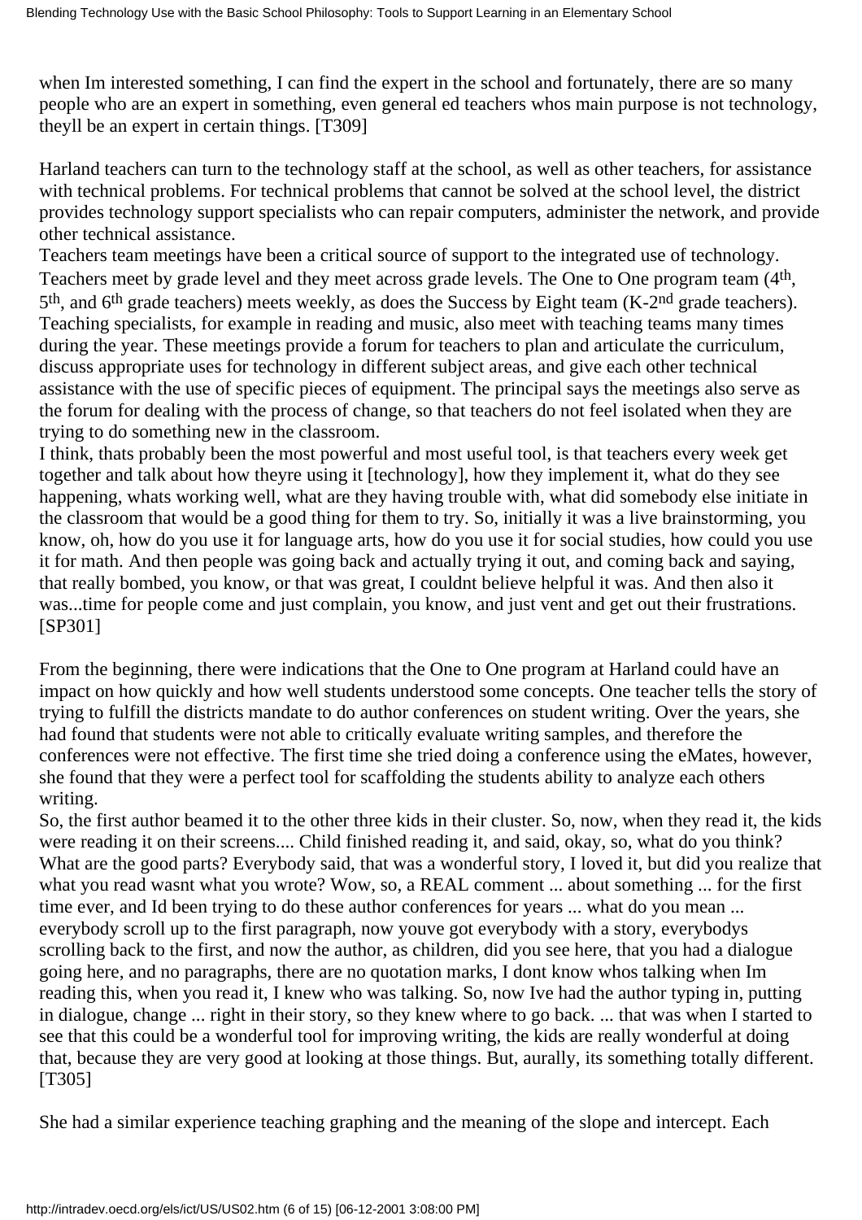when Im interested something, I can find the expert in the school and fortunately, there are so many people who are an expert in something, even general ed teachers whos main purpose is not technology, theyll be an expert in certain things. [T309]

Harland teachers can turn to the technology staff at the school, as well as other teachers, for assistance with technical problems. For technical problems that cannot be solved at the school level, the district provides technology support specialists who can repair computers, administer the network, and provide other technical assistance.

Teachers team meetings have been a critical source of support to the integrated use of technology. Teachers meet by grade level and they meet across grade levels. The One to One program team (4th, 5th, and 6th grade teachers) meets weekly, as does the Success by Eight team (K-2nd grade teachers). Teaching specialists, for example in reading and music, also meet with teaching teams many times during the year. These meetings provide a forum for teachers to plan and articulate the curriculum, discuss appropriate uses for technology in different subject areas, and give each other technical assistance with the use of specific pieces of equipment. The principal says the meetings also serve as the forum for dealing with the process of change, so that teachers do not feel isolated when they are trying to do something new in the classroom.

I think, thats probably been the most powerful and most useful tool, is that teachers every week get together and talk about how theyre using it [technology], how they implement it, what do they see happening, whats working well, what are they having trouble with, what did somebody else initiate in the classroom that would be a good thing for them to try. So, initially it was a live brainstorming, you know, oh, how do you use it for language arts, how do you use it for social studies, how could you use it for math. And then people was going back and actually trying it out, and coming back and saying, that really bombed, you know, or that was great, I couldnt believe helpful it was. And then also it was...time for people come and just complain, you know, and just vent and get out their frustrations. [SP301]

From the beginning, there were indications that the One to One program at Harland could have an impact on how quickly and how well students understood some concepts. One teacher tells the story of trying to fulfill the districts mandate to do author conferences on student writing. Over the years, she had found that students were not able to critically evaluate writing samples, and therefore the conferences were not effective. The first time she tried doing a conference using the eMates, however, she found that they were a perfect tool for scaffolding the students ability to analyze each others writing.

So, the first author beamed it to the other three kids in their cluster. So, now, when they read it, the kids were reading it on their screens.... Child finished reading it, and said, okay, so, what do you think? What are the good parts? Everybody said, that was a wonderful story, I loved it, but did you realize that what you read wasnt what you wrote? Wow, so, a REAL comment ... about something ... for the first time ever, and Id been trying to do these author conferences for years ... what do you mean ... everybody scroll up to the first paragraph, now youve got everybody with a story, everybodys scrolling back to the first, and now the author, as children, did you see here, that you had a dialogue going here, and no paragraphs, there are no quotation marks, I dont know whos talking when Im reading this, when you read it, I knew who was talking. So, now Ive had the author typing in, putting in dialogue, change ... right in their story, so they knew where to go back. ... that was when I started to see that this could be a wonderful tool for improving writing, the kids are really wonderful at doing that, because they are very good at looking at those things. But, aurally, its something totally different. [T305]

She had a similar experience teaching graphing and the meaning of the slope and intercept. Each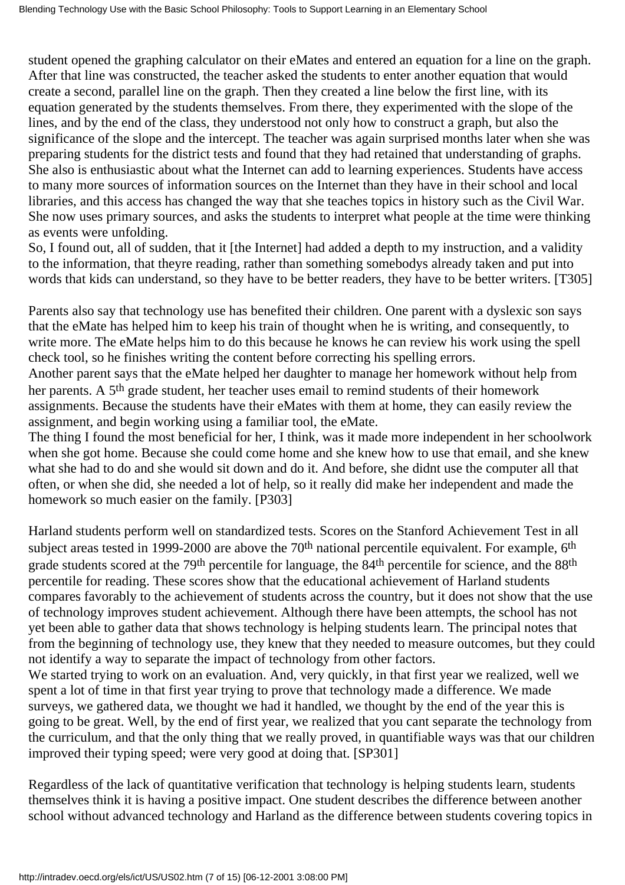student opened the graphing calculator on their eMates and entered an equation for a line on the graph. After that line was constructed, the teacher asked the students to enter another equation that would create a second, parallel line on the graph. Then they created a line below the first line, with its equation generated by the students themselves. From there, they experimented with the slope of the lines, and by the end of the class, they understood not only how to construct a graph, but also the significance of the slope and the intercept. The teacher was again surprised months later when she was preparing students for the district tests and found that they had retained that understanding of graphs. She also is enthusiastic about what the Internet can add to learning experiences. Students have access to many more sources of information sources on the Internet than they have in their school and local libraries, and this access has changed the way that she teaches topics in history such as the Civil War. She now uses primary sources, and asks the students to interpret what people at the time were thinking as events were unfolding.

So, I found out, all of sudden, that it [the Internet] had added a depth to my instruction, and a validity to the information, that theyre reading, rather than something somebodys already taken and put into words that kids can understand, so they have to be better readers, they have to be better writers. [T305]

Parents also say that technology use has benefited their children. One parent with a dyslexic son says that the eMate has helped him to keep his train of thought when he is writing, and consequently, to write more. The eMate helps him to do this because he knows he can review his work using the spell check tool, so he finishes writing the content before correcting his spelling errors.

Another parent says that the eMate helped her daughter to manage her homework without help from her parents. A 5th grade student, her teacher uses email to remind students of their homework assignments. Because the students have their eMates with them at home, they can easily review the assignment, and begin working using a familiar tool, the eMate.

The thing I found the most beneficial for her, I think, was it made more independent in her schoolwork when she got home. Because she could come home and she knew how to use that email, and she knew what she had to do and she would sit down and do it. And before, she didnt use the computer all that often, or when she did, she needed a lot of help, so it really did make her independent and made the homework so much easier on the family. [P303]

Harland students perform well on standardized tests. Scores on the Stanford Achievement Test in all subject areas tested in 1999-2000 are above the 70th national percentile equivalent. For example, 6th grade students scored at the 79th percentile for language, the 84th percentile for science, and the 88th percentile for reading. These scores show that the educational achievement of Harland students compares favorably to the achievement of students across the country, but it does not show that the use of technology improves student achievement. Although there have been attempts, the school has not yet been able to gather data that shows technology is helping students learn. The principal notes that from the beginning of technology use, they knew that they needed to measure outcomes, but they could not identify a way to separate the impact of technology from other factors.

We started trying to work on an evaluation. And, very quickly, in that first year we realized, well we spent a lot of time in that first year trying to prove that technology made a difference. We made surveys, we gathered data, we thought we had it handled, we thought by the end of the year this is going to be great. Well, by the end of first year, we realized that you cant separate the technology from the curriculum, and that the only thing that we really proved, in quantifiable ways was that our children improved their typing speed; were very good at doing that. [SP301]

Regardless of the lack of quantitative verification that technology is helping students learn, students themselves think it is having a positive impact. One student describes the difference between another school without advanced technology and Harland as the difference between students covering topics in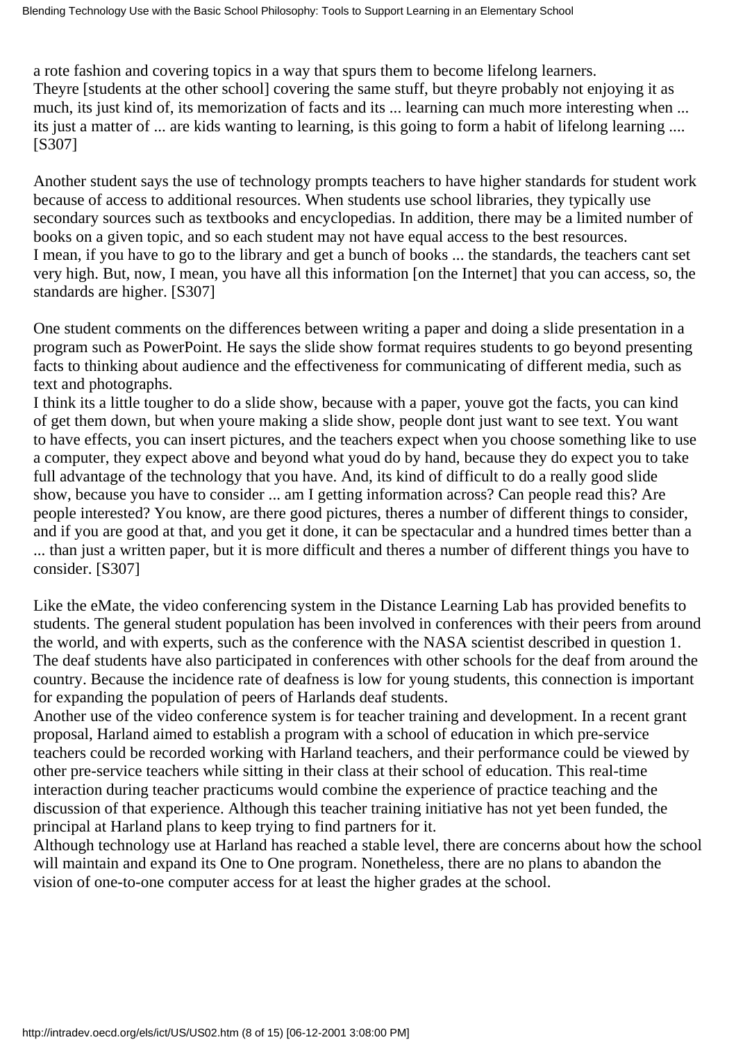a rote fashion and covering topics in a way that spurs them to become lifelong learners.
Theyre [students at the other school] covering the same stuff, but theyre probably not enjoying it as much, its just kind of, its memorization of facts and its ... learning can much more interesting when ... its just a matter of ... are kids wanting to learning, is this going to form a habit of lifelong learning .... [S307]

Another student says the use of technology prompts teachers to have higher standards for student work because of access to additional resources. When students use school libraries, they typically use secondary sources such as textbooks and encyclopedias. In addition, there may be a limited number of books on a given topic, and so each student may not have equal access to the best resources.
I mean, if you have to go to the library and get a bunch of books ... the standards, the teachers cant set very high. But, now, I mean, you have all this information [on the Internet] that you can access, so, the standards are higher. [S307]

One student comments on the differences between writing a paper and doing a slide presentation in a program such as PowerPoint. He says the slide show format requires students to go beyond presenting facts to thinking about audience and the effectiveness for communicating of different media, such as text and photographs.
I think its a little tougher to do a slide show, because with a paper, youve got the facts, you can kind of get them down, but when youre making a slide show, people dont just want to see text. You want to have effects, you can insert pictures, and the teachers expect when you choose something like to use a computer, they expect above and beyond what youd do by hand, because they do expect you to take full advantage of the technology that you have. And, its kind of difficult to do a really good slide show, because you have to consider ... am I getting information across? Can people read this? Are people interested? You know, are there good pictures, theres a number of different things to consider, and if you are good at that, and you get it done, it can be spectacular and a hundred times better than a ... than just a written paper, but it is more difficult and theres a number of different things you have to consider. [S307]

Like the eMate, the video conferencing system in the Distance Learning Lab has provided benefits to students. The general student population has been involved in conferences with their peers from around the world, and with experts, such as the conference with the NASA scientist described in question 1. The deaf students have also participated in conferences with other schools for the deaf from around the country. Because the incidence rate of deafness is low for young students, this connection is important for expanding the population of peers of Harlands deaf students.
Another use of the video conference system is for teacher training and development. In a recent grant proposal, Harland aimed to establish a program with a school of education in which pre-service teachers could be recorded working with Harland teachers, and their performance could be viewed by other pre-service teachers while sitting in their class at their school of education. This real-time interaction during teacher practicums would combine the experience of practice teaching and the discussion of that experience. Although this teacher training initiative has not yet been funded, the principal at Harland plans to keep trying to find partners for it.
Although technology use at Harland has reached a stable level, there are concerns about how the school will maintain and expand its One to One program. Nonetheless, there are no plans to abandon the vision of one-to-one computer access for at least the higher grades at the school.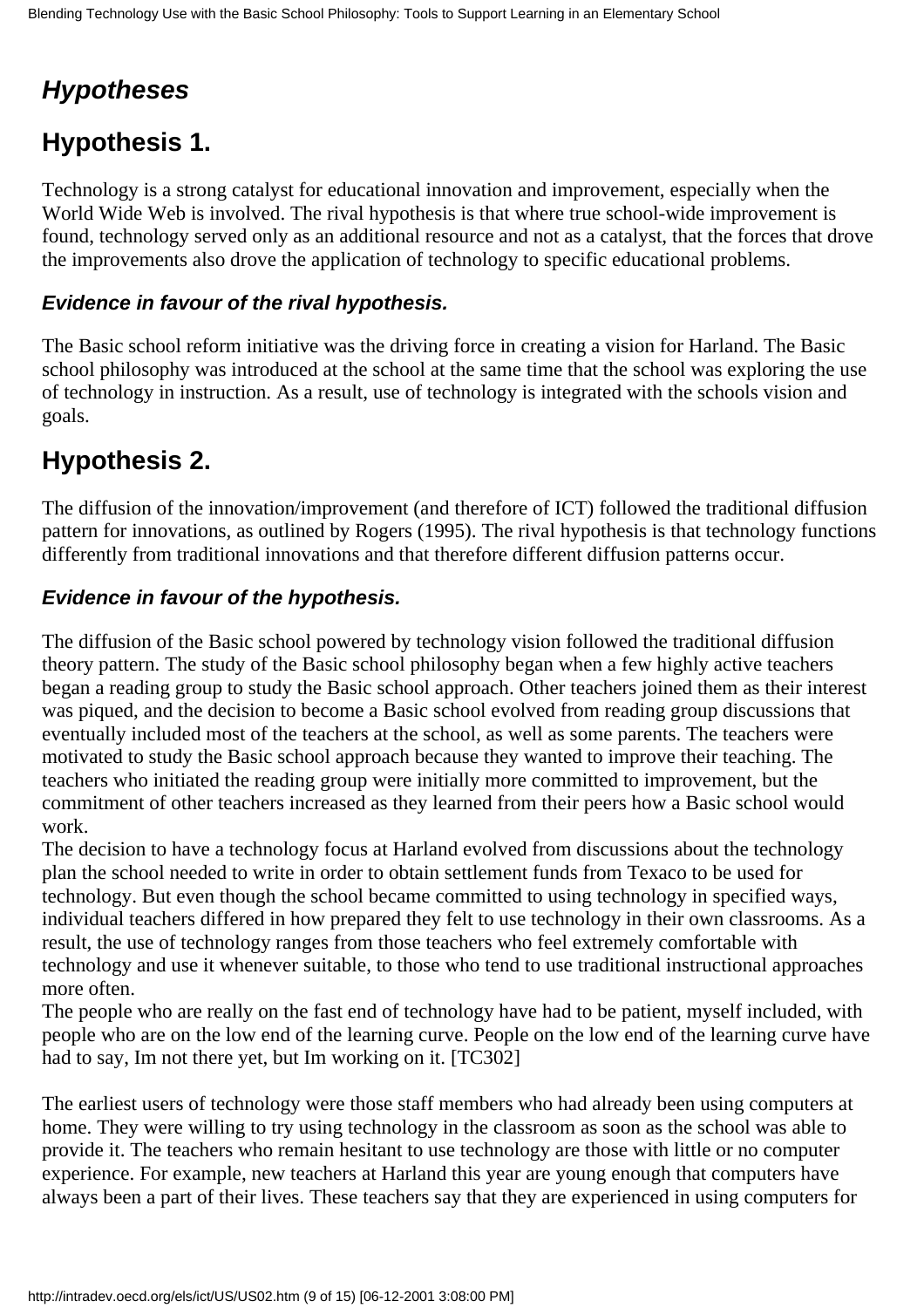## *Hypotheses*

## Hypothesis 1.

Technology is a strong catalyst for educational innovation and improvement, especially when the World Wide Web is involved. The rival hypothesis is that where true school-wide improvement is found, technology served only as an additional resource and not as a catalyst, that the forces that drove the improvements also drove the application of technology to specific educational problems.

#### *Evidence in favour of the rival hypothesis.*

The Basic school reform initiative was the driving force in creating a vision for Harland. The Basic school philosophy was introduced at the school at the same time that the school was exploring the use of technology in instruction. As a result, use of technology is integrated with the schools vision and goals.

## Hypothesis 2.

The diffusion of the innovation/improvement (and therefore of ICT) followed the traditional diffusion pattern for innovations, as outlined by Rogers (1995). The rival hypothesis is that technology functions differently from traditional innovations and that therefore different diffusion patterns occur.

#### *Evidence in favour of the hypothesis.*

The diffusion of the Basic school powered by technology vision followed the traditional diffusion theory pattern. The study of the Basic school philosophy began when a few highly active teachers began a reading group to study the Basic school approach. Other teachers joined them as their interest was piqued, and the decision to become a Basic school evolved from reading group discussions that eventually included most of the teachers at the school, as well as some parents. The teachers were motivated to study the Basic school approach because they wanted to improve their teaching. The teachers who initiated the reading group were initially more committed to improvement, but the commitment of other teachers increased as they learned from their peers how a Basic school would work.
The decision to have a technology focus at Harland evolved from discussions about the technology plan the school needed to write in order to obtain settlement funds from Texaco to be used for technology. But even though the school became committed to using technology in specified ways, individual teachers differed in how prepared they felt to use technology in their own classrooms. As a result, the use of technology ranges from those teachers who feel extremely comfortable with technology and use it whenever suitable, to those who tend to use traditional instructional approaches more often.
The people who are really on the fast end of technology have had to be patient, myself included, with people who are on the low end of the learning curve. People on the low end of the learning curve have had to say, Im not there yet, but Im working on it. [TC302]

The earliest users of technology were those staff members who had already been using computers at home. They were willing to try using technology in the classroom as soon as the school was able to provide it. The teachers who remain hesitant to use technology are those with little or no computer experience. For example, new teachers at Harland this year are young enough that computers have always been a part of their lives. These teachers say that they are experienced in using computers for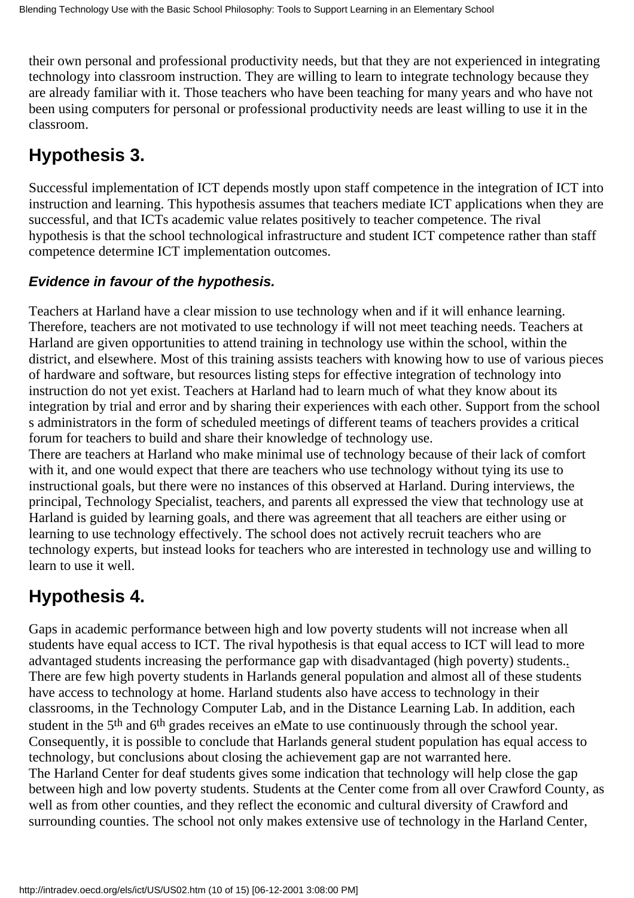their own personal and professional productivity needs, but that they are not experienced in integrating technology into classroom instruction. They are willing to learn to integrate technology because they are already familiar with it. Those teachers who have been teaching for many years and who have not been using computers for personal or professional productivity needs are least willing to use it in the classroom.

## Hypothesis 3.

Successful implementation of ICT depends mostly upon staff competence in the integration of ICT into instruction and learning. This hypothesis assumes that teachers mediate ICT applications when they are successful, and that ICTs academic value relates positively to teacher competence. The rival hypothesis is that the school technological infrastructure and student ICT competence rather than staff competence determine ICT implementation outcomes.

### *Evidence in favour of the hypothesis.*

Teachers at Harland have a clear mission to use technology when and if it will enhance learning. Therefore, teachers are not motivated to use technology if will not meet teaching needs. Teachers at Harland are given opportunities to attend training in technology use within the school, within the district, and elsewhere. Most of this training assists teachers with knowing how to use of various pieces of hardware and software, but resources listing steps for effective integration of technology into instruction do not yet exist. Teachers at Harland had to learn much of what they know about its integration by trial and error and by sharing their experiences with each other. Support from the school s administrators in the form of scheduled meetings of different teams of teachers provides a critical forum for teachers to build and share their knowledge of technology use.

There are teachers at Harland who make minimal use of technology because of their lack of comfort with it, and one would expect that there are teachers who use technology without tying its use to instructional goals, but there were no instances of this observed at Harland. During interviews, the principal, Technology Specialist, teachers, and parents all expressed the view that technology use at Harland is guided by learning goals, and there was agreement that all teachers are either using or learning to use technology effectively. The school does not actively recruit teachers who are technology experts, but instead looks for teachers who are interested in technology use and willing to learn to use it well.

## Hypothesis 4.

Gaps in academic performance between high and low poverty students will not increase when all students have equal access to ICT. The rival hypothesis is that equal access to ICT will lead to more advantaged students increasing the performance gap with disadvantaged (high poverty) students..

There are few high poverty students in Harlands general population and almost all of these students have access to technology at home. Harland students also have access to technology in their classrooms, in the Technology Computer Lab, and in the Distance Learning Lab. In addition, each student in the 5th and 6th grades receives an eMate to use continuously through the school year. Consequently, it is possible to conclude that Harlands general student population has equal access to technology, but conclusions about closing the achievement gap are not warranted here.

The Harland Center for deaf students gives some indication that technology will help close the gap between high and low poverty students. Students at the Center come from all over Crawford County, as well as from other counties, and they reflect the economic and cultural diversity of Crawford and surrounding counties. The school not only makes extensive use of technology in the Harland Center,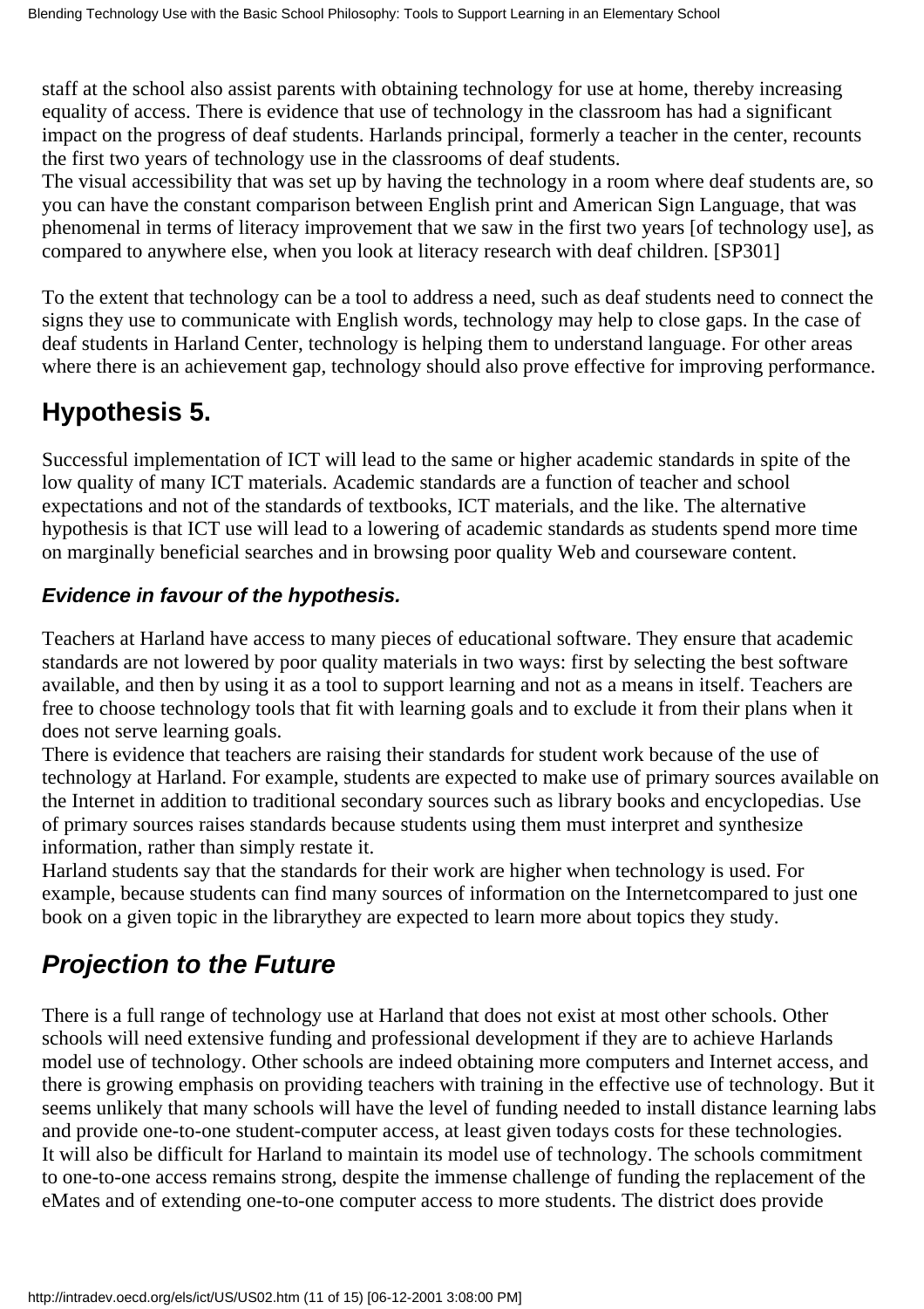staff at the school also assist parents with obtaining technology for use at home, thereby increasing equality of access. There is evidence that use of technology in the classroom has had a significant impact on the progress of deaf students. Harlands principal, formerly a teacher in the center, recounts the first two years of technology use in the classrooms of deaf students.

The visual accessibility that was set up by having the technology in a room where deaf students are, so you can have the constant comparison between English print and American Sign Language, that was phenomenal in terms of literacy improvement that we saw in the first two years [of technology use], as compared to anywhere else, when you look at literacy research with deaf children. [SP301]

To the extent that technology can be a tool to address a need, such as deaf students need to connect the signs they use to communicate with English words, technology may help to close gaps. In the case of deaf students in Harland Center, technology is helping them to understand language. For other areas where there is an achievement gap, technology should also prove effective for improving performance.

## Hypothesis 5.

Successful implementation of ICT will lead to the same or higher academic standards in spite of the low quality of many ICT materials. Academic standards are a function of teacher and school expectations and not of the standards of textbooks, ICT materials, and the like. The alternative hypothesis is that ICT use will lead to a lowering of academic standards as students spend more time on marginally beneficial searches and in browsing poor quality Web and courseware content.

### *Evidence in favour of the hypothesis.*

Teachers at Harland have access to many pieces of educational software. They ensure that academic standards are not lowered by poor quality materials in two ways: first by selecting the best software available, and then by using it as a tool to support learning and not as a means in itself. Teachers are free to choose technology tools that fit with learning goals and to exclude it from their plans when it does not serve learning goals.

There is evidence that teachers are raising their standards for student work because of the use of technology at Harland. For example, students are expected to make use of primary sources available on the Internet in addition to traditional secondary sources such as library books and encyclopedias. Use of primary sources raises standards because students using them must interpret and synthesize information, rather than simply restate it.

Harland students say that the standards for their work are higher when technology is used. For example, because students can find many sources of information on the Internetcompared to just one book on a given topic in the librarythey are expected to learn more about topics they study.

## *Projection to the Future*

There is a full range of technology use at Harland that does not exist at most other schools. Other schools will need extensive funding and professional development if they are to achieve Harlands model use of technology. Other schools are indeed obtaining more computers and Internet access, and there is growing emphasis on providing teachers with training in the effective use of technology. But it seems unlikely that many schools will have the level of funding needed to install distance learning labs and provide one-to-one student-computer access, at least given todays costs for these technologies.

It will also be difficult for Harland to maintain its model use of technology. The schools commitment to one-to-one access remains strong, despite the immense challenge of funding the replacement of the eMates and of extending one-to-one computer access to more students. The district does provide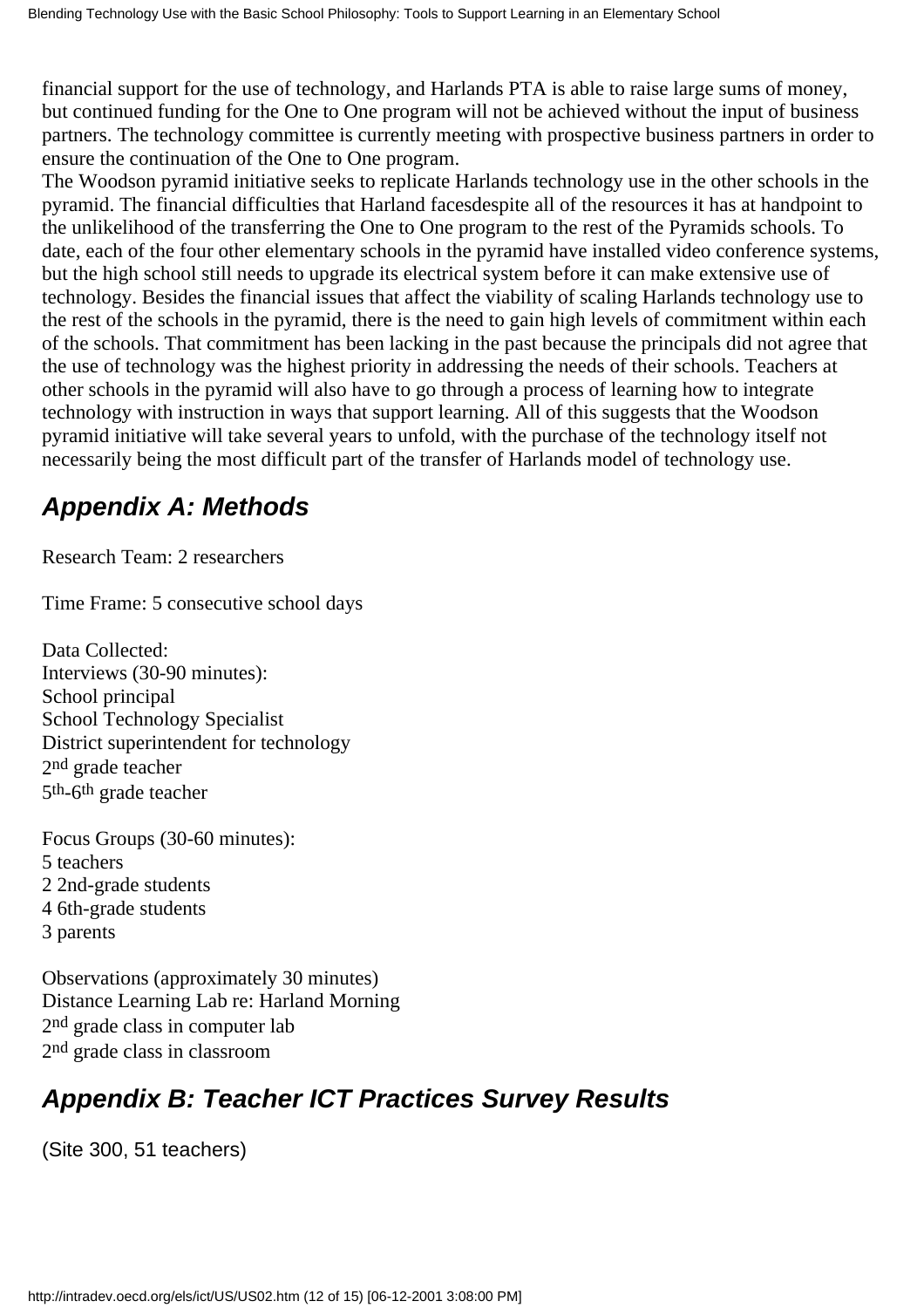financial support for the use of technology, and Harlands PTA is able to raise large sums of money, but continued funding for the One to One program will not be achieved without the input of business partners. The technology committee is currently meeting with prospective business partners in order to ensure the continuation of the One to One program.

The Woodson pyramid initiative seeks to replicate Harlands technology use in the other schools in the pyramid. The financial difficulties that Harland facesdespite all of the resources it has at handpoint to the unlikelihood of the transferring the One to One program to the rest of the Pyramids schools. To date, each of the four other elementary schools in the pyramid have installed video conference systems, but the high school still needs to upgrade its electrical system before it can make extensive use of technology. Besides the financial issues that affect the viability of scaling Harlands technology use to the rest of the schools in the pyramid, there is the need to gain high levels of commitment within each of the schools. That commitment has been lacking in the past because the principals did not agree that the use of technology was the highest priority in addressing the needs of their schools. Teachers at other schools in the pyramid will also have to go through a process of learning how to integrate technology with instruction in ways that support learning. All of this suggests that the Woodson pyramid initiative will take several years to unfold, with the purchase of the technology itself not necessarily being the most difficult part of the transfer of Harlands model of technology use.

## *Appendix A: Methods*

Research Team: 2 researchers

Time Frame: 5 consecutive school days

Data Collected:
Interviews (30-90 minutes):
School principal
School Technology Specialist
District superintendent for technology
2nd grade teacher
5th-6th grade teacher

Focus Groups (30-60 minutes):
5 teachers
2 2nd-grade students
4 6th-grade students
3 parents

Observations (approximately 30 minutes)
Distance Learning Lab re: Harland Morning
2nd grade class in computer lab
2nd grade class in classroom

## *Appendix B: Teacher ICT Practices Survey Results*

(Site 300, 51 teachers)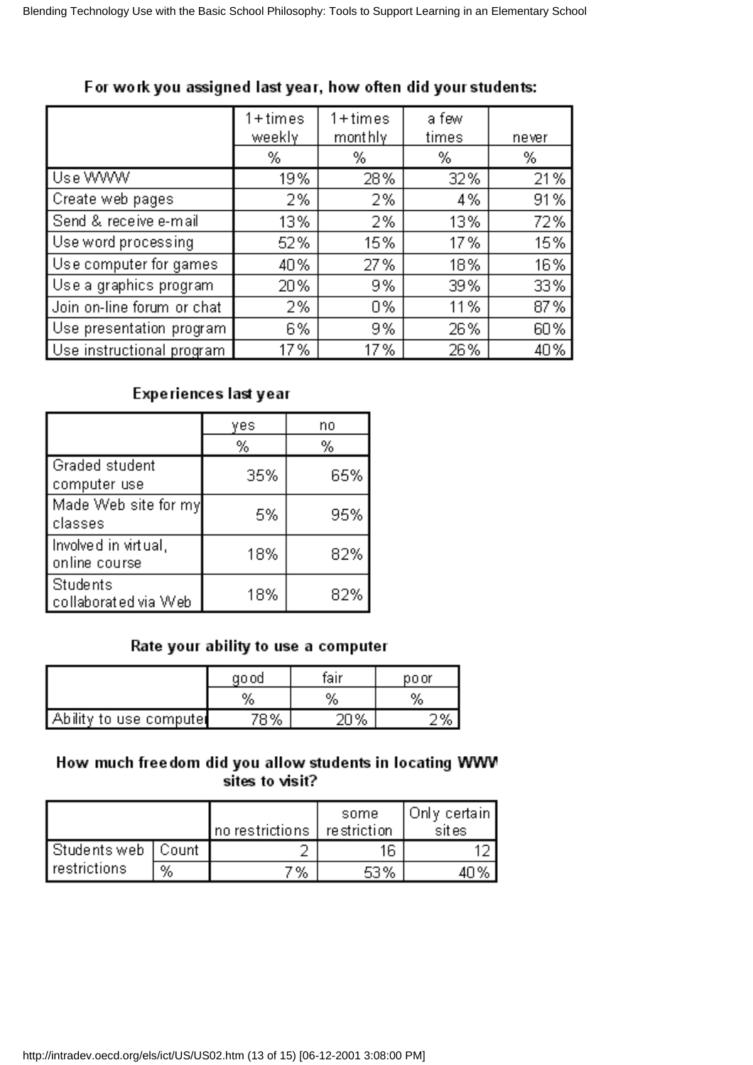**For work you assigned last year, how often did your students:**

| | 1+times weekly | 1+times monthly | a few times | never |
|---|---|---|---|---|
| | % | % | % | % |
| Use WWW | 19% | 28% | 32% | 21% |
| Create web pages | 2% | 2% | 4% | 91% |
| Send & receive e-mail | 13% | 2% | 13% | 72% |
| Use word processing | 52% | 15% | 17% | 15% |
| Use computer for games | 40% | 27% | 18% | 16% |
| Use a graphics program | 20% | 9% | 39% | 33% |
| Join on-line forum or chat | 2% | 0% | 11% | 87% |
| Use presentation program | 6% | 9% | 26% | 60% |
| Use instructional program | 17% | 17% | 26% | 40% |

**Experiences last year**

| | yes | no |
|---|---|---|
| | % | % |
| Graded student computer use | 35% | 65% |
| Made Web site for my classes | 5% | 95% |
| Involved in virtual, online course | 18% | 82% |
| Students collaborated via Web | 18% | 82% |

**Rate your ability to use a computer**

| | good | fair | poor |
|---|---|---|---|
| | % | % | % |
| Ability to use computer | 78% | 20% | 2% |

**How much freedom did you allow students in locating WWW sites to visit?**

| | | no restrictions | some restriction | Only certain sites |
|---|---|---|---|---|
| Students web restrictions | Count | 2 | 16 | 12 |
| | % | 7% | 53% | 40% |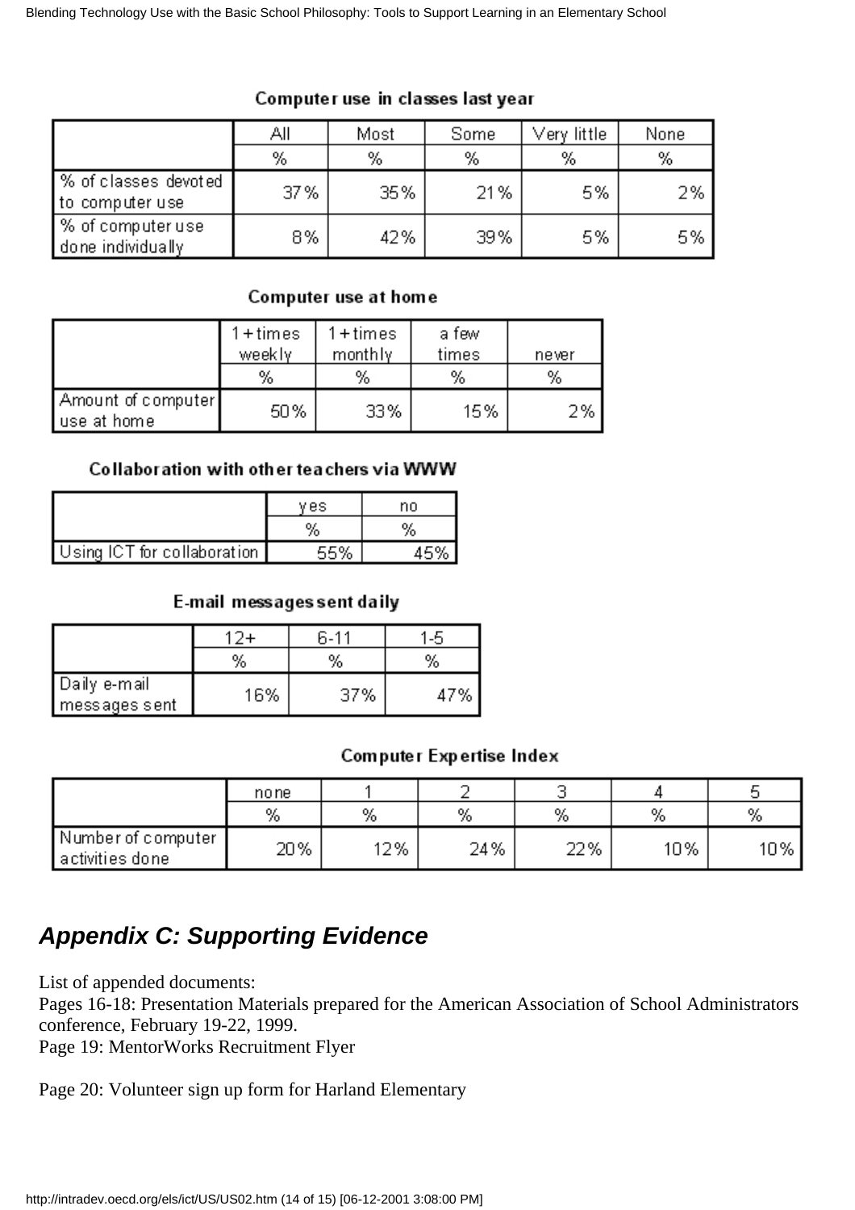**Computer use in classes last year**

| | All | Most | Some | Very little | None |
|---|---|---|---|---|---|
| | % | % | % | % | % |
| % of classes devoted to computer use | 37% | 35% | 21% | 5% | 2% |
| % of computer use done individually | 8% | 42% | 39% | 5% | 5% |

**Computer use at home**

| | 1+times weekly | 1+times monthly | a few times | never |
|---|---|---|---|---|
| | % | % | % | % |
| Amount of computer use at home | 50% | 33% | 15% | 2% |

**Collaboration with other teachers via WWW**

| | yes | no |
|---|---|---|
| | % | % |
| Using ICT for collaboration | 55% | 45% |

**E-mail messages sent daily**

| | 12+ | 6-11 | 1-5 |
|---|---|---|---|
| | % | % | % |
| Daily e-mail messages sent | 16% | 37% | 47% |

**Computer Expertise Index**

| | none | 1 | 2 | 3 | 4 | 5 |
|---|---|---|---|---|---|---|
| | % | % | % | % | % | % |
| Number of computer activities done | 20% | 12% | 24% | 22% | 10% | 10% |

## *Appendix C: Supporting Evidence*

List of appended documents:

Pages 16-18: Presentation Materials prepared for the American Association of School Administrators conference, February 19-22, 1999.

Page 19: MentorWorks Recruitment Flyer

Page 20: Volunteer sign up form for Harland Elementary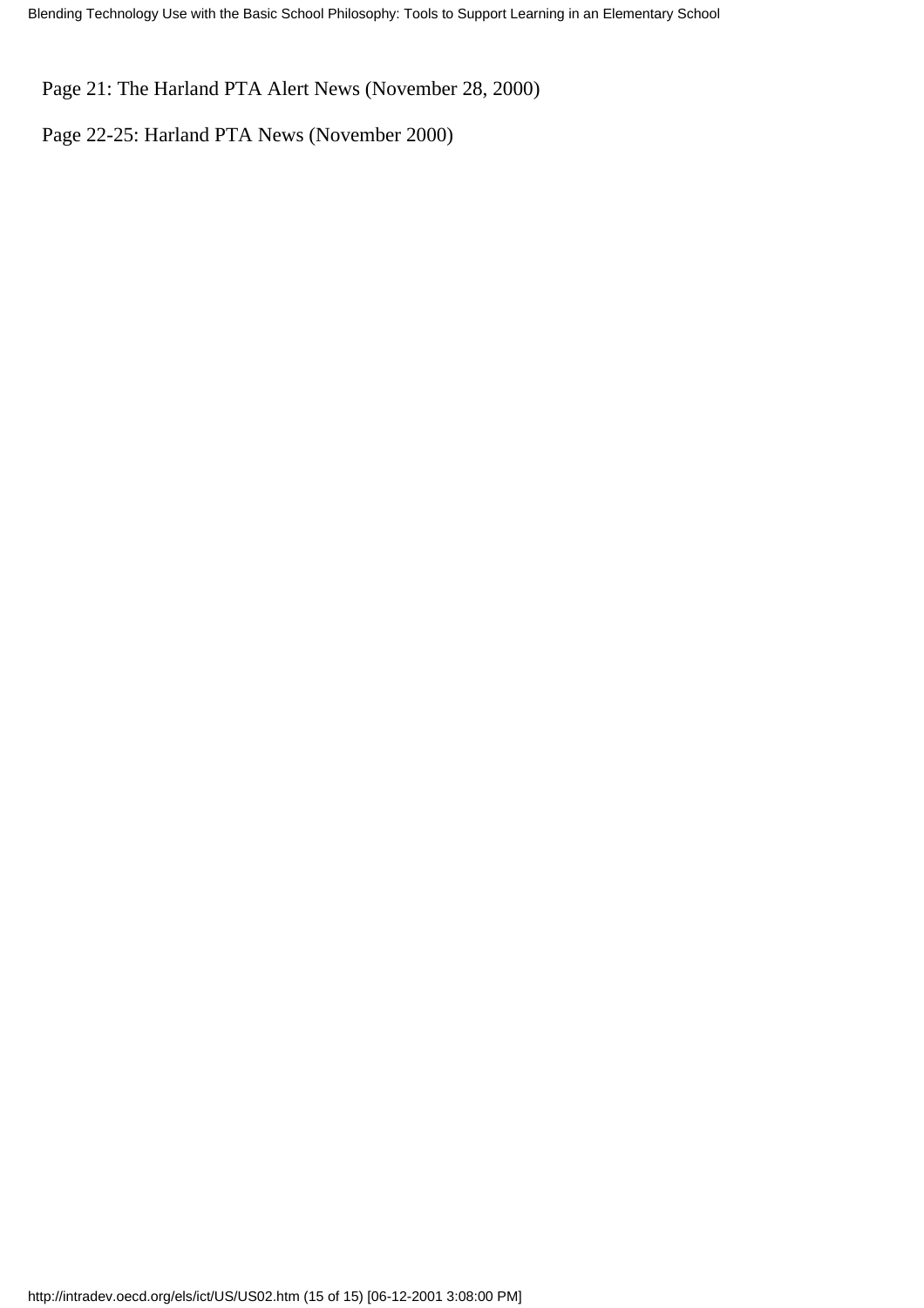Page 21: The Harland PTA Alert News (November 28, 2000)

Page 22-25: Harland PTA News (November 2000)